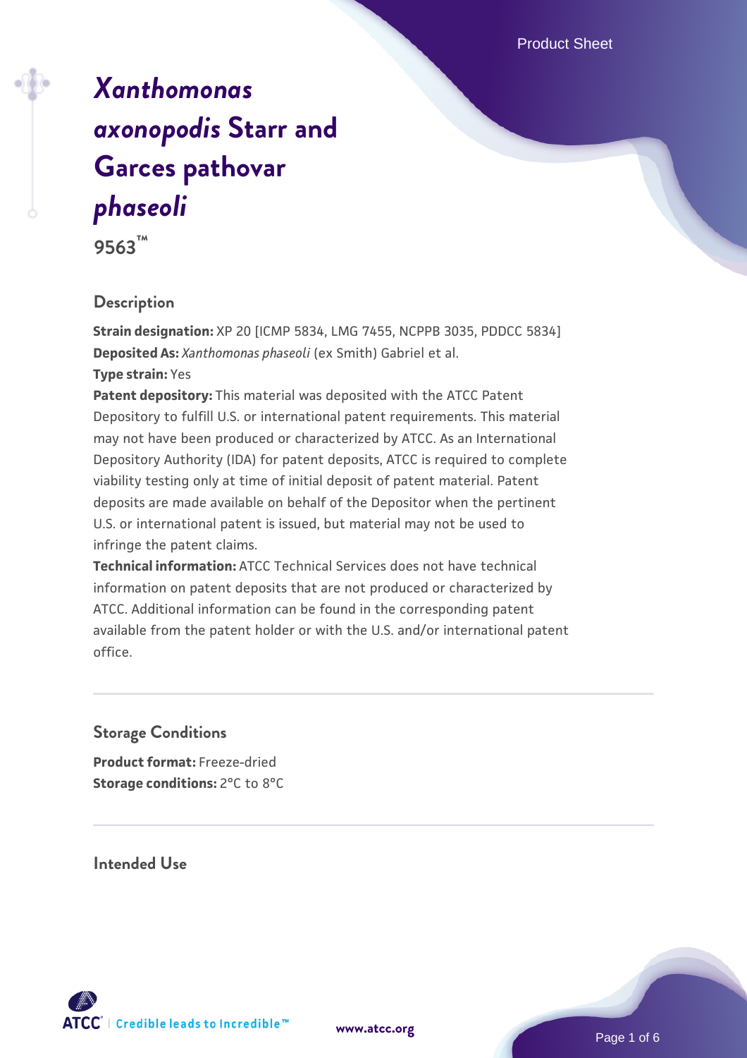# *Xanthomonas axonopodis* Starr and Garces pathovar *phaseoli*

**9563™**

## Description

**Strain designation:** XP 20 [ICMP 5834, LMG 7455, NCPPB 3035, PDDCC 5834]
**Deposited As:** *Xanthomonas phaseoli* (ex Smith) Gabriel et al.
**Type strain:** Yes
**Patent depository:** This material was deposited with the ATCC Patent Depository to fulfill U.S. or international patent requirements. This material may not have been produced or characterized by ATCC. As an International Depository Authority (IDA) for patent deposits, ATCC is required to complete viability testing only at time of initial deposit of patent material. Patent deposits are made available on behalf of the Depositor when the pertinent U.S. or international patent is issued, but material may not be used to infringe the patent claims.
**Technical information:** ATCC Technical Services does not have technical information on patent deposits that are not produced or characterized by ATCC. Additional information can be found in the corresponding patent available from the patent holder or with the U.S. and/or international patent office.

## Storage Conditions

**Product format:** Freeze-dried
**Storage conditions:** 2°C to 8°C

## Intended Use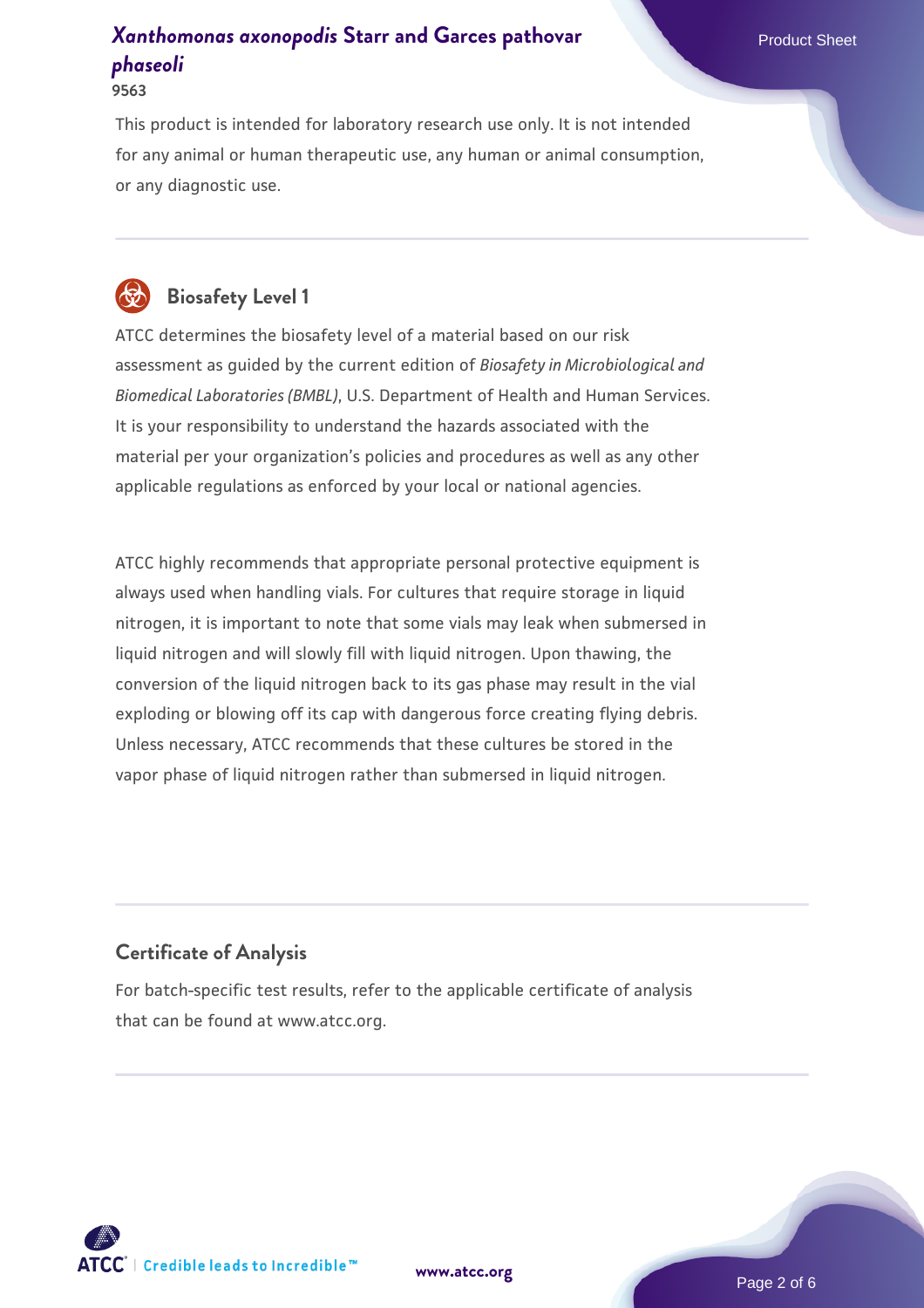This product is intended for laboratory research use only. It is not intended for any animal or human therapeutic use, any human or animal consumption, or any diagnostic use.

## Biosafety Level 1

ATCC determines the biosafety level of a material based on our risk assessment as guided by the current edition of *Biosafety in Microbiological and Biomedical Laboratories (BMBL)*, U.S. Department of Health and Human Services. It is your responsibility to understand the hazards associated with the material per your organization's policies and procedures as well as any other applicable regulations as enforced by your local or national agencies.

ATCC highly recommends that appropriate personal protective equipment is always used when handling vials. For cultures that require storage in liquid nitrogen, it is important to note that some vials may leak when submersed in liquid nitrogen and will slowly fill with liquid nitrogen. Upon thawing, the conversion of the liquid nitrogen back to its gas phase may result in the vial exploding or blowing off its cap with dangerous force creating flying debris. Unless necessary, ATCC recommends that these cultures be stored in the vapor phase of liquid nitrogen rather than submersed in liquid nitrogen.

## Certificate of Analysis

For batch-specific test results, refer to the applicable certificate of analysis that can be found at www.atcc.org.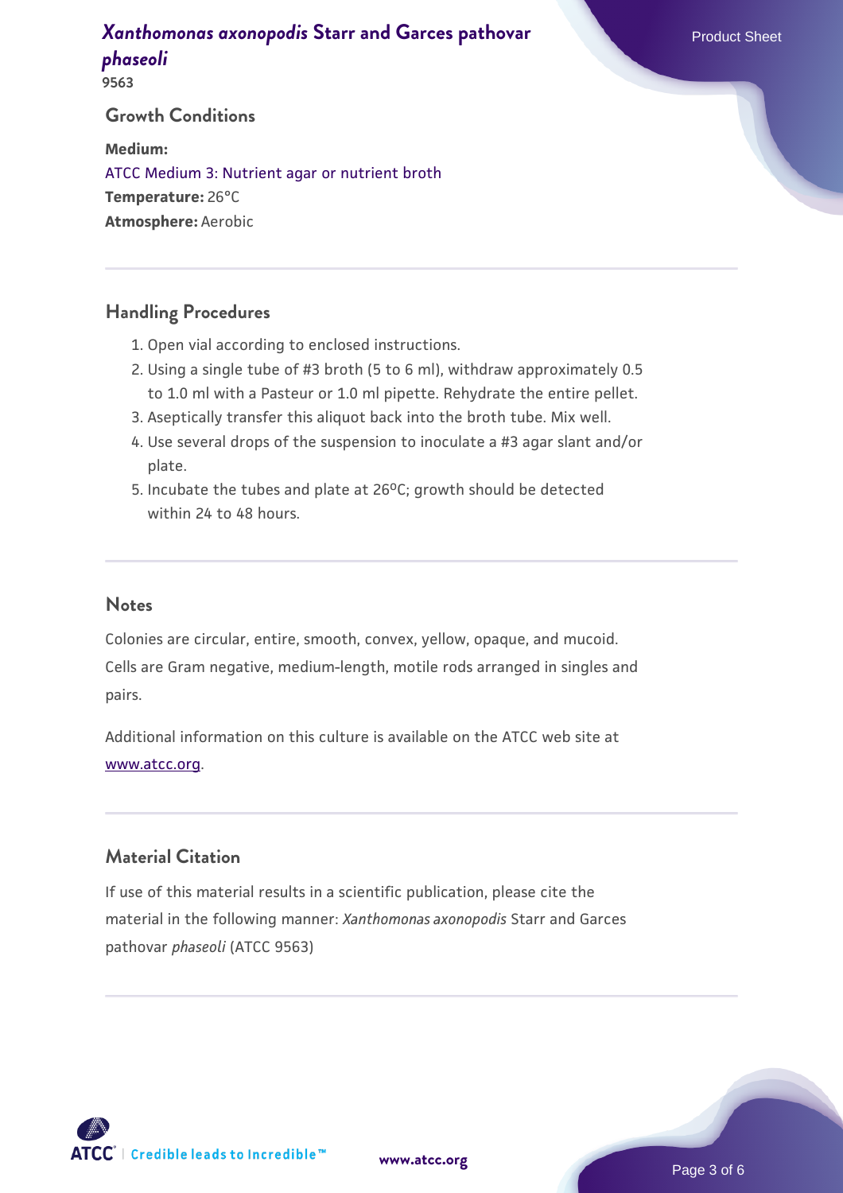## Growth Conditions

**Medium:**
ATCC Medium 3: Nutrient agar or nutrient broth
**Temperature:** 26°C
**Atmosphere:** Aerobic

## Handling Procedures

1. Open vial according to enclosed instructions.
2. Using a single tube of #3 broth (5 to 6 ml), withdraw approximately 0.5 to 1.0 ml with a Pasteur or 1.0 ml pipette. Rehydrate the entire pellet.
3. Aseptically transfer this aliquot back into the broth tube. Mix well.
4. Use several drops of the suspension to inoculate a #3 agar slant and/or plate.
5. Incubate the tubes and plate at 26°C; growth should be detected within 24 to 48 hours.

## Notes

Colonies are circular, entire, smooth, convex, yellow, opaque, and mucoid. Cells are Gram negative, medium-length, motile rods arranged in singles and pairs.

Additional information on this culture is available on the ATCC web site at www.atcc.org.

## Material Citation

If use of this material results in a scientific publication, please cite the material in the following manner: *Xanthomonas axonopodis* Starr and Garces pathovar *phaseoli* (ATCC 9563)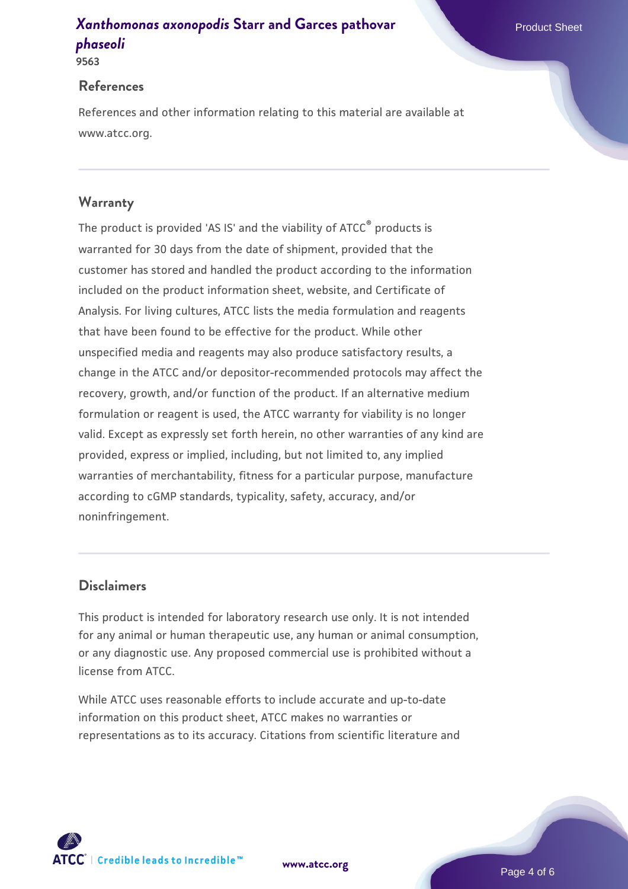## References

References and other information relating to this material are available at www.atcc.org.

## Warranty

The product is provided 'AS IS' and the viability of ATCC® products is warranted for 30 days from the date of shipment, provided that the customer has stored and handled the product according to the information included on the product information sheet, website, and Certificate of Analysis. For living cultures, ATCC lists the media formulation and reagents that have been found to be effective for the product. While other unspecified media and reagents may also produce satisfactory results, a change in the ATCC and/or depositor-recommended protocols may affect the recovery, growth, and/or function of the product. If an alternative medium formulation or reagent is used, the ATCC warranty for viability is no longer valid. Except as expressly set forth herein, no other warranties of any kind are provided, express or implied, including, but not limited to, any implied warranties of merchantability, fitness for a particular purpose, manufacture according to cGMP standards, typicality, safety, accuracy, and/or noninfringement.

## Disclaimers

This product is intended for laboratory research use only. It is not intended for any animal or human therapeutic use, any human or animal consumption, or any diagnostic use. Any proposed commercial use is prohibited without a license from ATCC.

While ATCC uses reasonable efforts to include accurate and up-to-date information on this product sheet, ATCC makes no warranties or representations as to its accuracy. Citations from scientific literature and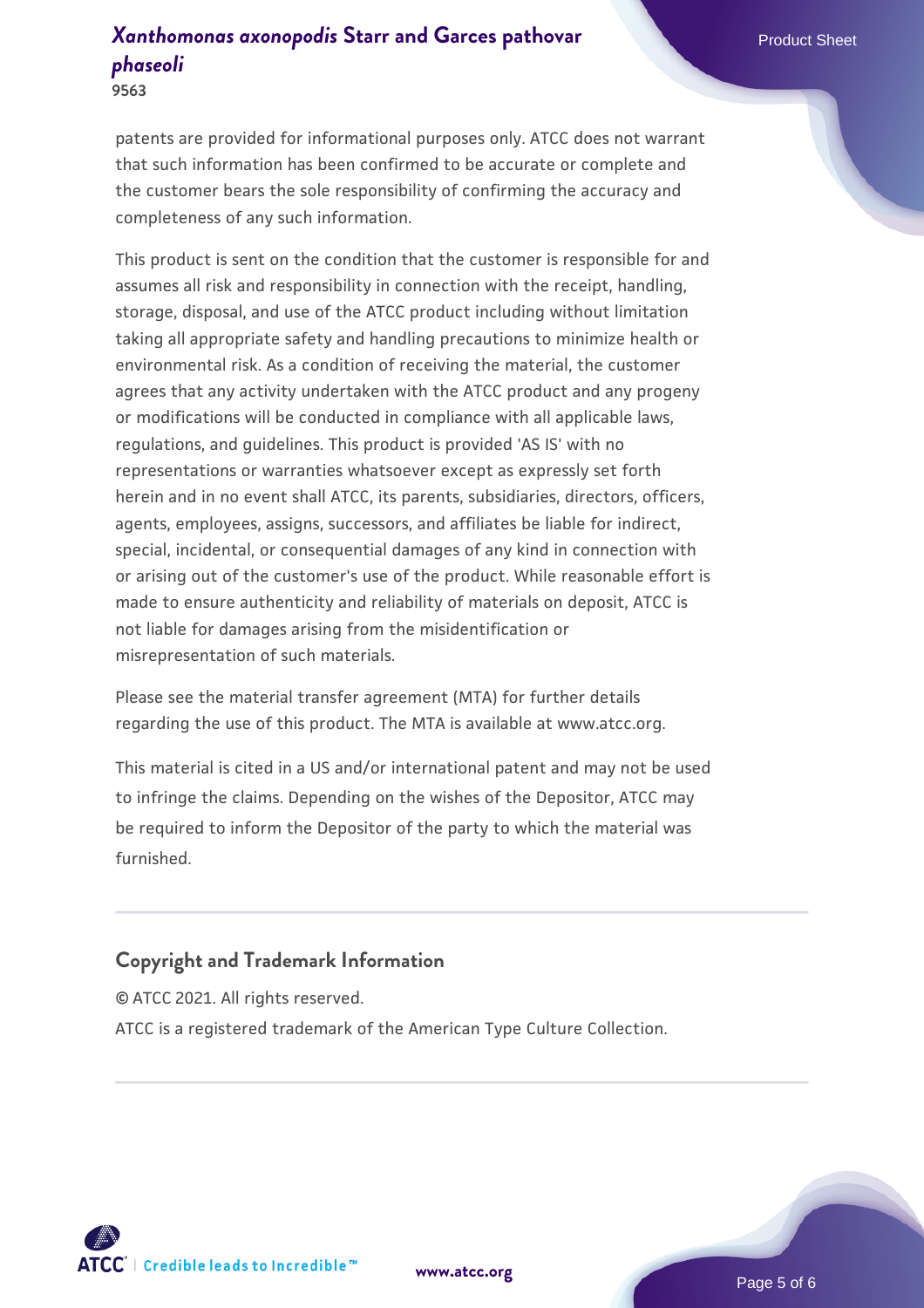patents are provided for informational purposes only. ATCC does not warrant that such information has been confirmed to be accurate or complete and the customer bears the sole responsibility of confirming the accuracy and completeness of any such information.

This product is sent on the condition that the customer is responsible for and assumes all risk and responsibility in connection with the receipt, handling, storage, disposal, and use of the ATCC product including without limitation taking all appropriate safety and handling precautions to minimize health or environmental risk. As a condition of receiving the material, the customer agrees that any activity undertaken with the ATCC product and any progeny or modifications will be conducted in compliance with all applicable laws, regulations, and guidelines. This product is provided 'AS IS' with no representations or warranties whatsoever except as expressly set forth herein and in no event shall ATCC, its parents, subsidiaries, directors, officers, agents, employees, assigns, successors, and affiliates be liable for indirect, special, incidental, or consequential damages of any kind in connection with or arising out of the customer's use of the product. While reasonable effort is made to ensure authenticity and reliability of materials on deposit, ATCC is not liable for damages arising from the misidentification or misrepresentation of such materials.

Please see the material transfer agreement (MTA) for further details regarding the use of this product. The MTA is available at www.atcc.org.

This material is cited in a US and/or international patent and may not be used to infringe the claims. Depending on the wishes of the Depositor, ATCC may be required to inform the Depositor of the party to which the material was furnished.

## Copyright and Trademark Information

© ATCC 2021. All rights reserved.

ATCC is a registered trademark of the American Type Culture Collection.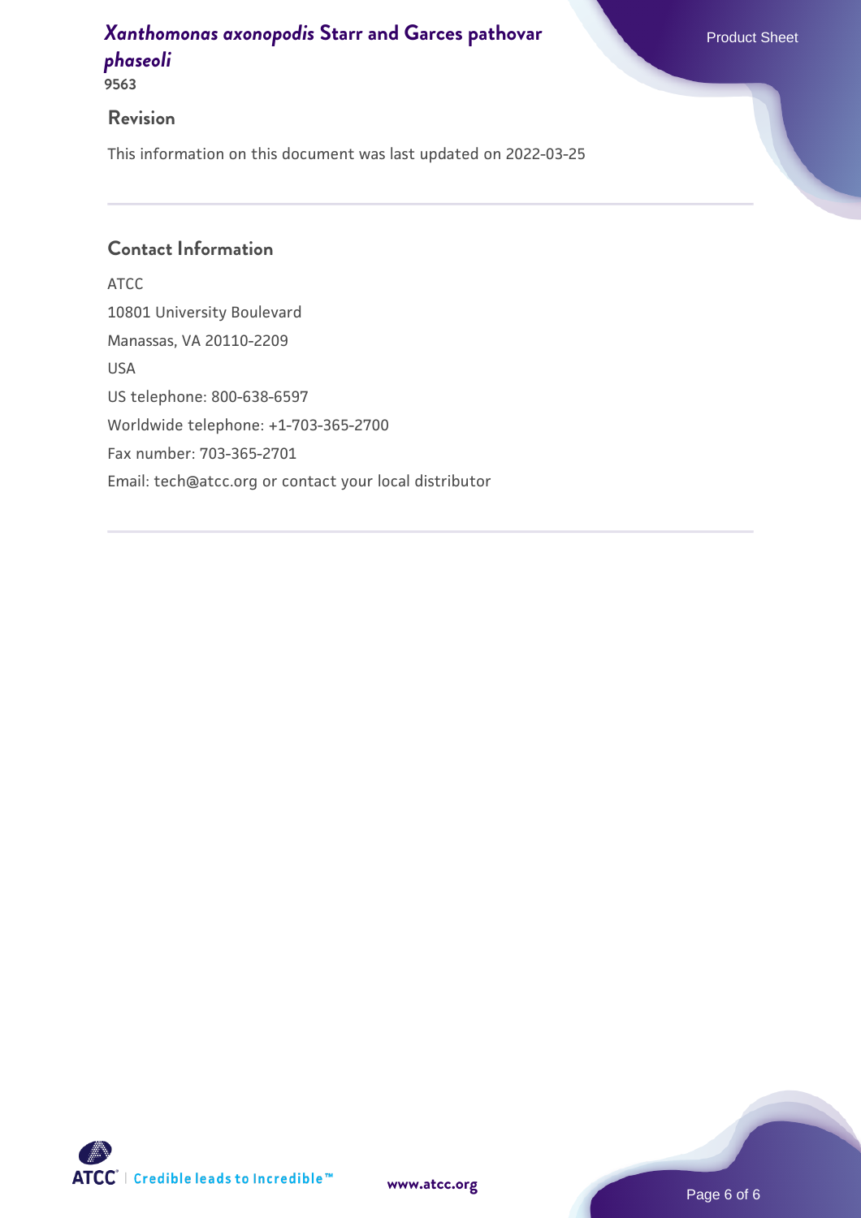## Revision

This information on this document was last updated on 2022-03-25

## Contact Information

ATCC
10801 University Boulevard
Manassas, VA 20110-2209
USA
US telephone: 800-638-6597
Worldwide telephone: +1-703-365-2700
Fax number: 703-365-2701
Email: tech@atcc.org or contact your local distributor